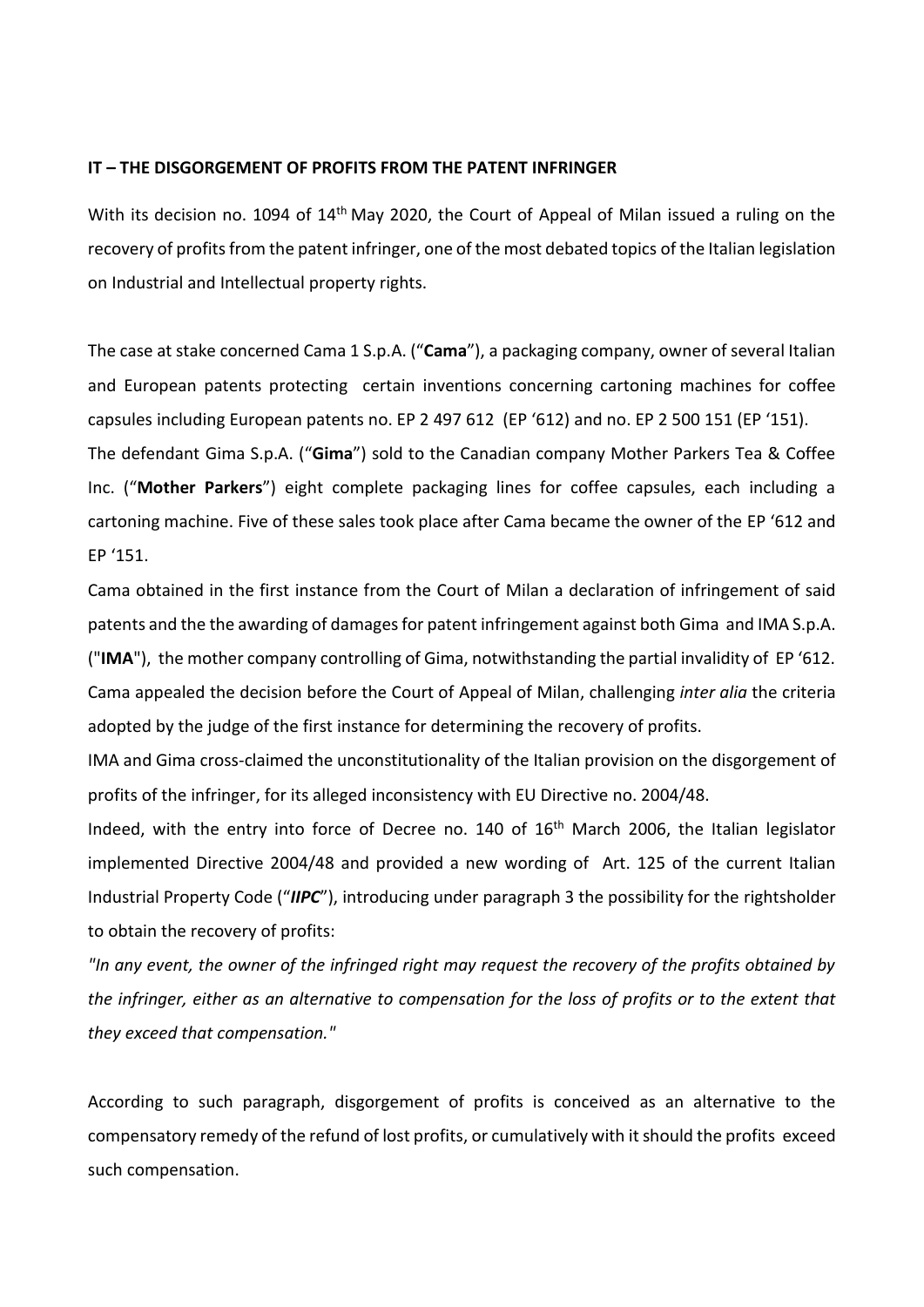**IT – THE DISGORGEMENT OF PROFITS FROM THE PATENT INFRINGER**

With its decision no. 1094 of 14th May 2020, the Court of Appeal of Milan issued a ruling on the recovery of profits from the patent infringer, one of the most debated topics of the Italian legislation on Industrial and Intellectual property rights.

The case at stake concerned Cama 1 S.p.A. ("**Cama**"), a packaging company, owner of several Italian and European patents protecting certain inventions concerning cartoning machines for coffee capsules including European patents no. EP 2 497 612 (EP '612) and no. EP 2 500 151 (EP '151).

The defendant Gima S.p.A. ("**Gima**") sold to the Canadian company Mother Parkers Tea & Coffee Inc. ("**Mother Parkers**") eight complete packaging lines for coffee capsules, each including a cartoning machine. Five of these sales took place after Cama became the owner of the EP '612 and EP '151.

Cama obtained in the first instance from the Court of Milan a declaration of infringement of said patents and the the awarding of damages for patent infringement against both Gima and IMA S.p.A. ("**IMA**"), the mother company controlling of Gima, notwithstanding the partial invalidity of EP '612.

Cama appealed the decision before the Court of Appeal of Milan, challenging *inter alia* the criteria adopted by the judge of the first instance for determining the recovery of profits.

IMA and Gima cross-claimed the unconstitutionality of the Italian provision on the disgorgement of profits of the infringer, for its alleged inconsistency with EU Directive no. 2004/48.

Indeed, with the entry into force of Decree no. 140 of 16th March 2006, the Italian legislator implemented Directive 2004/48 and provided a new wording of Art. 125 of the current Italian Industrial Property Code ("***IIPC***"), introducing under paragraph 3 the possibility for the rightsholder to obtain the recovery of profits:

*"In any event, the owner of the infringed right may request the recovery of the profits obtained by the infringer, either as an alternative to compensation for the loss of profits or to the extent that they exceed that compensation."*

According to such paragraph, disgorgement of profits is conceived as an alternative to the compensatory remedy of the refund of lost profits, or cumulatively with it should the profits exceed such compensation.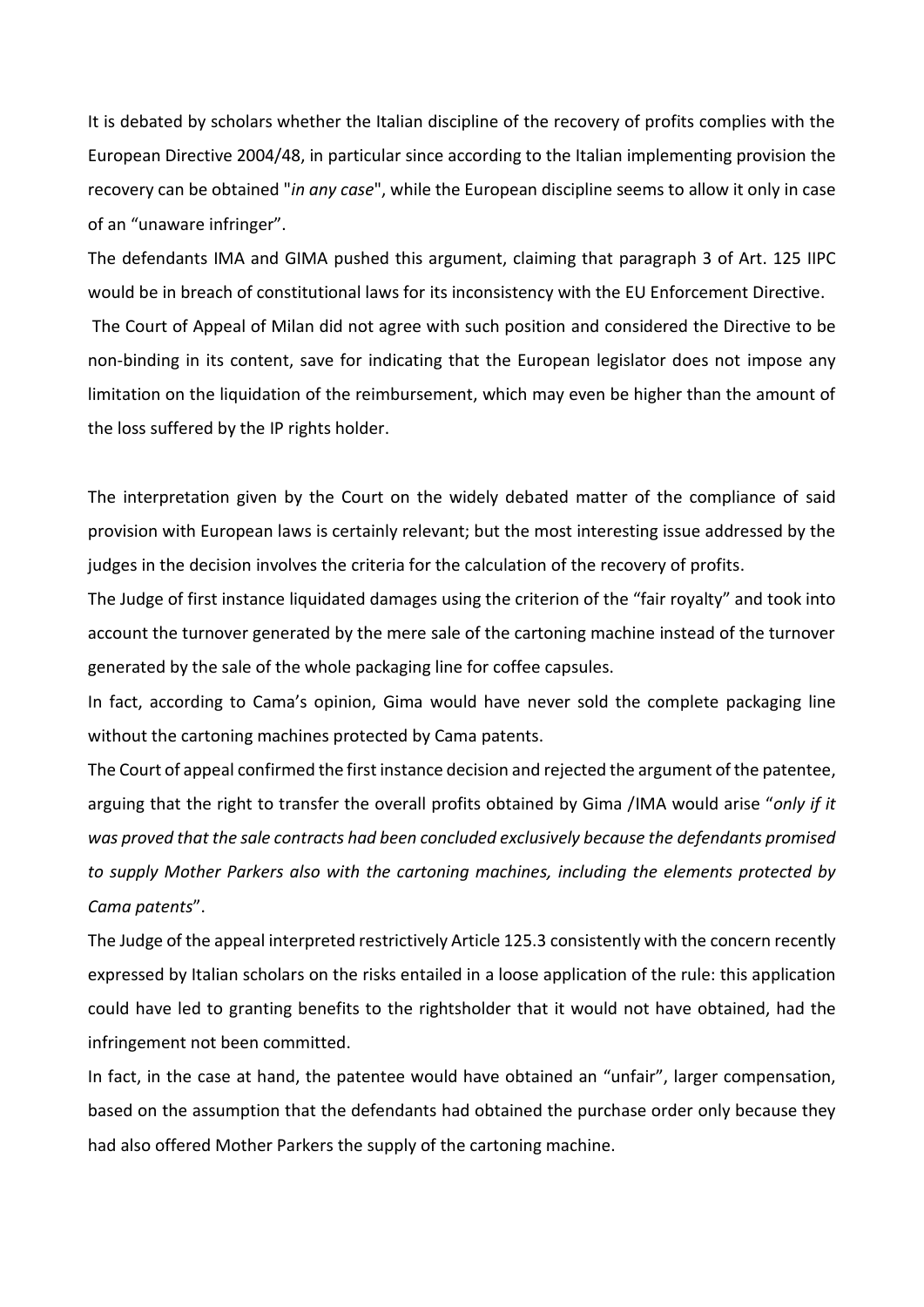It is debated by scholars whether the Italian discipline of the recovery of profits complies with the European Directive 2004/48, in particular since according to the Italian implementing provision the recovery can be obtained "*in any case*", while the European discipline seems to allow it only in case of an "unaware infringer".

The defendants IMA and GIMA pushed this argument, claiming that paragraph 3 of Art. 125 IIPC would be in breach of constitutional laws for its inconsistency with the EU Enforcement Directive.

The Court of Appeal of Milan did not agree with such position and considered the Directive to be non-binding in its content, save for indicating that the European legislator does not impose any limitation on the liquidation of the reimbursement, which may even be higher than the amount of the loss suffered by the IP rights holder.

The interpretation given by the Court on the widely debated matter of the compliance of said provision with European laws is certainly relevant; but the most interesting issue addressed by the judges in the decision involves the criteria for the calculation of the recovery of profits.

The Judge of first instance liquidated damages using the criterion of the "fair royalty" and took into account the turnover generated by the mere sale of the cartoning machine instead of the turnover generated by the sale of the whole packaging line for coffee capsules.

In fact, according to Cama's opinion, Gima would have never sold the complete packaging line without the cartoning machines protected by Cama patents.

The Court of appeal confirmed the first instance decision and rejected the argument of the patentee, arguing that the right to transfer the overall profits obtained by Gima /IMA would arise "*only if it was proved that the sale contracts had been concluded exclusively because the defendants promised to supply Mother Parkers also with the cartoning machines, including the elements protected by Cama patents*".

The Judge of the appeal interpreted restrictively Article 125.3 consistently with the concern recently expressed by Italian scholars on the risks entailed in a loose application of the rule: this application could have led to granting benefits to the rightsholder that it would not have obtained, had the infringement not been committed.

In fact, in the case at hand, the patentee would have obtained an "unfair", larger compensation, based on the assumption that the defendants had obtained the purchase order only because they had also offered Mother Parkers the supply of the cartoning machine.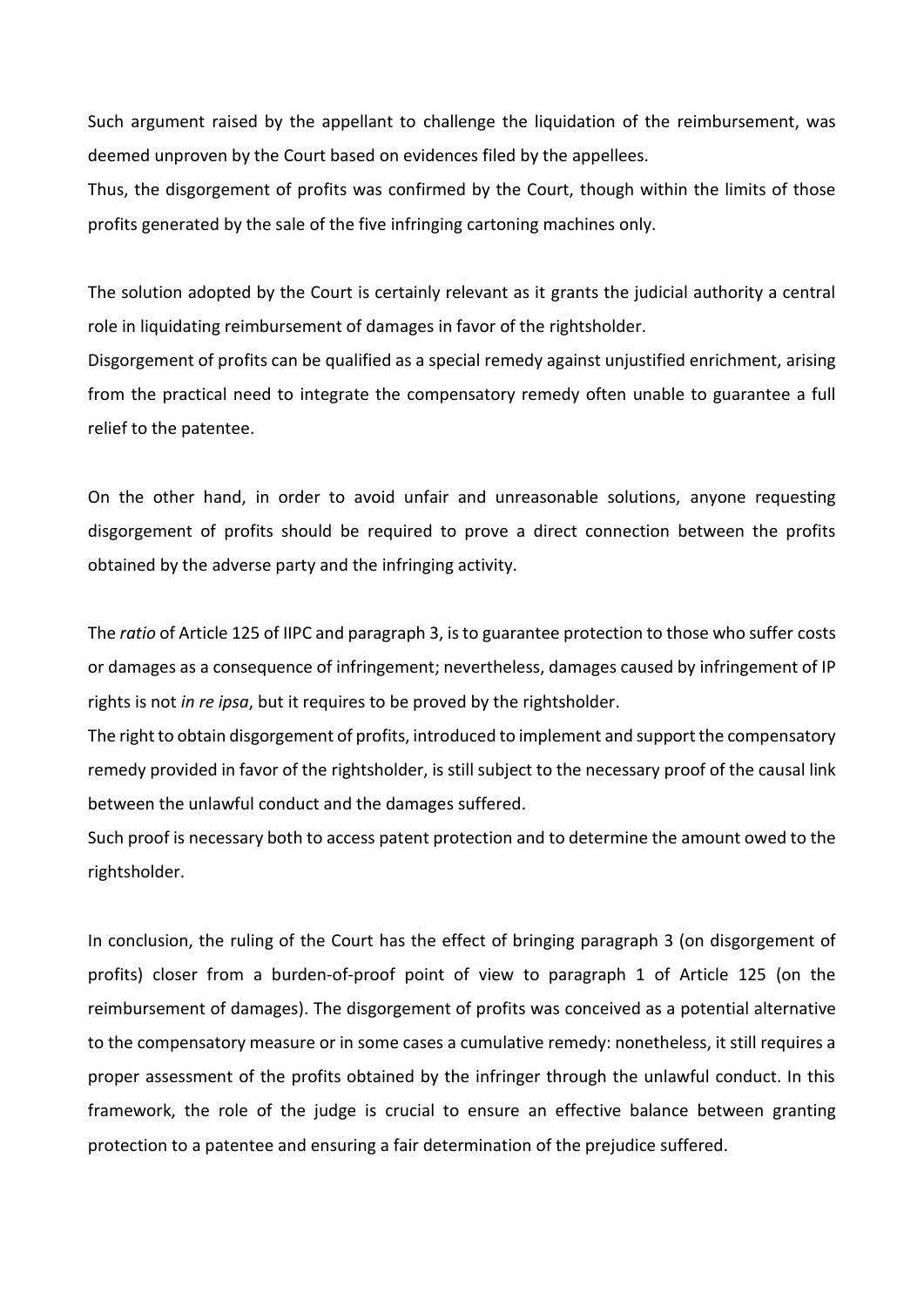Such argument raised by the appellant to challenge the liquidation of the reimbursement, was deemed unproven by the Court based on evidences filed by the appellees.
Thus, the disgorgement of profits was confirmed by the Court, though within the limits of those profits generated by the sale of the five infringing cartoning machines only.

The solution adopted by the Court is certainly relevant as it grants the judicial authority a central role in liquidating reimbursement of damages in favor of the rightsholder.
Disgorgement of profits can be qualified as a special remedy against unjustified enrichment, arising from the practical need to integrate the compensatory remedy often unable to guarantee a full relief to the patentee.

On the other hand, in order to avoid unfair and unreasonable solutions, anyone requesting disgorgement of profits should be required to prove a direct connection between the profits obtained by the adverse party and the infringing activity.

The *ratio* of Article 125 of IIPC and paragraph 3, is to guarantee protection to those who suffer costs or damages as a consequence of infringement; nevertheless, damages caused by infringement of IP rights is not *in re ipsa*, but it requires to be proved by the rightsholder.
The right to obtain disgorgement of profits, introduced to implement and support the compensatory remedy provided in favor of the rightsholder, is still subject to the necessary proof of the causal link between the unlawful conduct and the damages suffered.
Such proof is necessary both to access patent protection and to determine the amount owed to the rightsholder.

In conclusion, the ruling of the Court has the effect of bringing paragraph 3 (on disgorgement of profits) closer from a burden-of-proof point of view to paragraph 1 of Article 125 (on the reimbursement of damages). The disgorgement of profits was conceived as a potential alternative to the compensatory measure or in some cases a cumulative remedy: nonetheless, it still requires a proper assessment of the profits obtained by the infringer through the unlawful conduct. In this framework, the role of the judge is crucial to ensure an effective balance between granting protection to a patentee and ensuring a fair determination of the prejudice suffered.